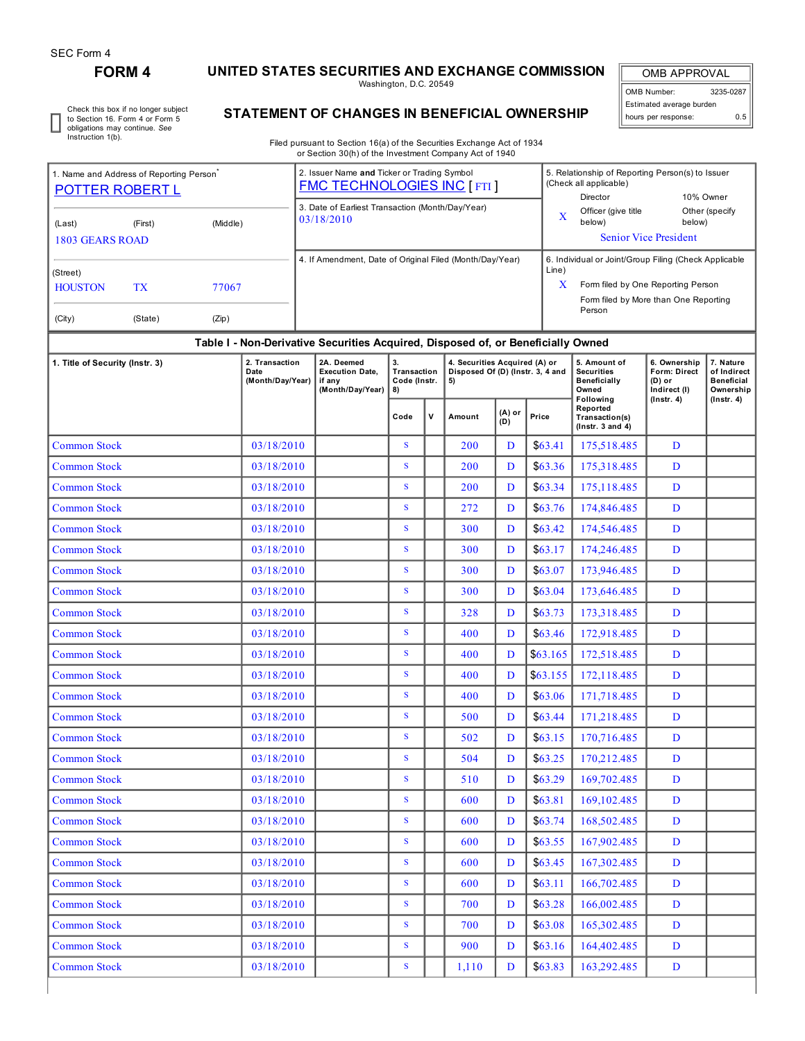SEC Form 4

# FORM 4

## UNITED STATES SECURITIES AND EXCHANGE COMMISSION

Washington, D.C. 20549

## STATEMENT OF CHANGES IN BENEFICIAL OWNERSHIP

Filed pursuant to Section 16(a) of the Securities Exchange Act of 1934
or Section 30(h) of the Investment Company Act of 1940

| OMB APPROVAL | |
|---|---|
| OMB Number: | 3235-0287 |
| Estimated average burden | |
| hours per response: | 0.5 |

☐ Check this box if no longer subject to Section 16. Form 4 or Form 5 obligations may continue. *See* Instruction 1(b).

1. Name and Address of Reporting Person*
POTTER ROBERT L

(Last) (First) (Middle)
1803 GEARS ROAD

(Street)
HOUSTON TX 77067

(City) (State) (Zip)

2. Issuer Name **and** Ticker or Trading Symbol
FMC TECHNOLOGIES INC [ FTI ]

3. Date of Earliest Transaction (Month/Day/Year)
03/18/2010

4. If Amendment, Date of Original Filed (Month/Day/Year)

5. Relationship of Reporting Person(s) to Issuer (Check all applicable)
Director
10% Owner
X Officer (give title below)
Other (specify below)
Senior Vice President

6. Individual or Joint/Group Filing (Check Applicable Line)
X Form filed by One Reporting Person
Form filed by More than One Reporting Person

**Table I - Non-Derivative Securities Acquired, Disposed of, or Beneficially Owned**

| 1. Title of Security (Instr. 3) | 2. Transaction Date (Month/Day/Year) | 2A. Deemed Execution Date, if any (Month/Day/Year) | 3. Transaction Code (Instr. 8) | | 4. Securities Acquired (A) or Disposed Of (D) (Instr. 3, 4 and 5) | | | 5. Amount of Securities Beneficially Owned Following Reported Transaction(s) (Instr. 3 and 4) | 6. Ownership Form: Direct (D) or Indirect (I) (Instr. 4) | 7. Nature of Indirect Beneficial Ownership (Instr. 4) |
|---|---|---|---|---|---|---|---|---|---|---|
| | | | Code | V | Amount | (A) or (D) | Price | | | |
| Common Stock | 03/18/2010 | | S | | 200 | D | $63.41 | 175,518.485 | D | |
| Common Stock | 03/18/2010 | | S | | 200 | D | $63.36 | 175,318.485 | D | |
| Common Stock | 03/18/2010 | | S | | 200 | D | $63.34 | 175,118.485 | D | |
| Common Stock | 03/18/2010 | | S | | 272 | D | $63.76 | 174,846.485 | D | |
| Common Stock | 03/18/2010 | | S | | 300 | D | $63.42 | 174,546.485 | D | |
| Common Stock | 03/18/2010 | | S | | 300 | D | $63.17 | 174,246.485 | D | |
| Common Stock | 03/18/2010 | | S | | 300 | D | $63.07 | 173,946.485 | D | |
| Common Stock | 03/18/2010 | | S | | 300 | D | $63.04 | 173,646.485 | D | |
| Common Stock | 03/18/2010 | | S | | 328 | D | $63.73 | 173,318.485 | D | |
| Common Stock | 03/18/2010 | | S | | 400 | D | $63.46 | 172,918.485 | D | |
| Common Stock | 03/18/2010 | | S | | 400 | D | $63.165 | 172,518.485 | D | |
| Common Stock | 03/18/2010 | | S | | 400 | D | $63.155 | 172,118.485 | D | |
| Common Stock | 03/18/2010 | | S | | 400 | D | $63.06 | 171,718.485 | D | |
| Common Stock | 03/18/2010 | | S | | 500 | D | $63.44 | 171,218.485 | D | |
| Common Stock | 03/18/2010 | | S | | 502 | D | $63.15 | 170,716.485 | D | |
| Common Stock | 03/18/2010 | | S | | 504 | D | $63.25 | 170,212.485 | D | |
| Common Stock | 03/18/2010 | | S | | 510 | D | $63.29 | 169,702.485 | D | |
| Common Stock | 03/18/2010 | | S | | 600 | D | $63.81 | 169,102.485 | D | |
| Common Stock | 03/18/2010 | | S | | 600 | D | $63.74 | 168,502.485 | D | |
| Common Stock | 03/18/2010 | | S | | 600 | D | $63.55 | 167,902.485 | D | |
| Common Stock | 03/18/2010 | | S | | 600 | D | $63.45 | 167,302.485 | D | |
| Common Stock | 03/18/2010 | | S | | 600 | D | $63.11 | 166,702.485 | D | |
| Common Stock | 03/18/2010 | | S | | 700 | D | $63.28 | 166,002.485 | D | |
| Common Stock | 03/18/2010 | | S | | 700 | D | $63.08 | 165,302.485 | D | |
| Common Stock | 03/18/2010 | | S | | 900 | D | $63.16 | 164,402.485 | D | |
| Common Stock | 03/18/2010 | | S | | 1,110 | D | $63.83 | 163,292.485 | D | |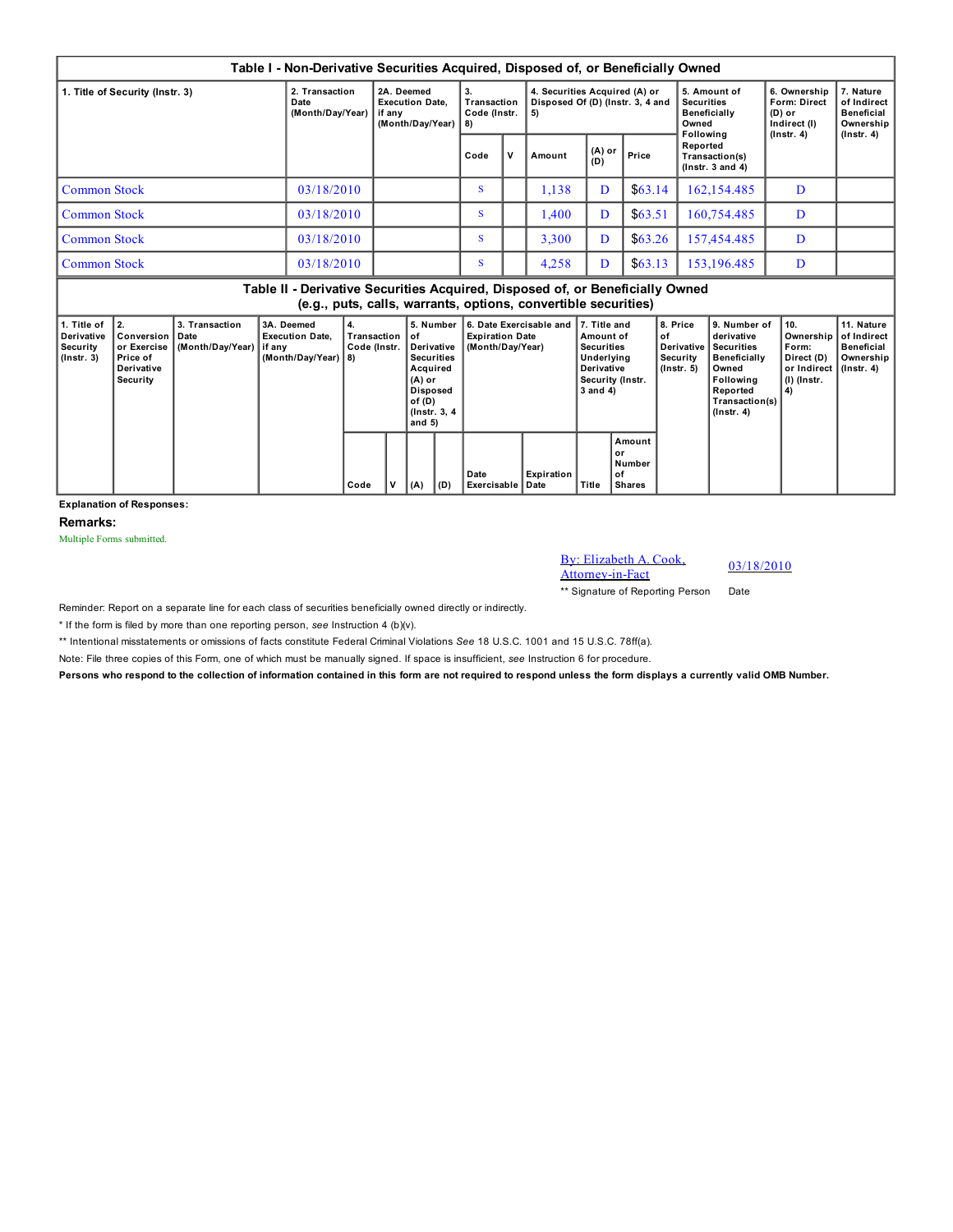**Table I - Non-Derivative Securities Acquired, Disposed of, or Beneficially Owned**

| 1. Title of Security (Instr. 3) | 2. Transaction Date (Month/Day/Year) | 2A. Deemed Execution Date, if any (Month/Day/Year) | 3. Transaction Code (Instr. 8) | | 4. Securities Acquired (A) or Disposed Of (D) (Instr. 3, 4 and 5) | | | 5. Amount of Securities Beneficially Owned Following Reported Transaction(s) (Instr. 3 and 4) | 6. Ownership Form: Direct (D) or Indirect (I) (Instr. 4) | 7. Nature of Indirect Beneficial Ownership (Instr. 4) |
|---|---|---|---|---|---|---|---|---|---|---|
| | | | Code | V | Amount | (A) or (D) | Price | | | |
| Common Stock | 03/18/2010 | | S | | 1,138 | D | $63.14 | 162,154.485 | D | |
| Common Stock | 03/18/2010 | | S | | 1,400 | D | $63.51 | 160,754.485 | D | |
| Common Stock | 03/18/2010 | | S | | 3,300 | D | $63.26 | 157,454.485 | D | |
| Common Stock | 03/18/2010 | | S | | 4,258 | D | $63.13 | 153,196.485 | D | |

**Table II - Derivative Securities Acquired, Disposed of, or Beneficially Owned (e.g., puts, calls, warrants, options, convertible securities)**

| 1. Title of Derivative Security (Instr. 3) | 2. Conversion or Exercise Price of Derivative Security | 3. Transaction Date (Month/Day/Year) | 3A. Deemed Execution Date, if any (Month/Day/Year) | 4. Transaction Code (Instr. 8) | | 5. Number of Derivative Securities Acquired (A) or Disposed of (D) (Instr. 3, 4 and 5) | | 6. Date Exercisable and Expiration Date (Month/Day/Year) | | 7. Title and Amount of Securities Underlying Derivative Security (Instr. 3 and 4) | | 8. Price of Derivative Security (Instr. 5) | 9. Number of derivative Securities Beneficially Owned Following Reported Transaction(s) (Instr. 4) | 10. Ownership Form: Direct (D) or Indirect (I) (Instr. 4) | 11. Nature of Indirect Beneficial Ownership (Instr. 4) |
|---|---|---|---|---|---|---|---|---|---|---|---|---|---|---|---|
| | | | | Code | V | (A) | (D) | Date Exercisable | Expiration Date | Title | Amount or Number of Shares | | | | |

**Explanation of Responses:**

**Remarks:**

Multiple Forms submitted.

By: Elizabeth A. Cook, Attorney-in-Fact — 03/18/2010

** Signature of Reporting Person — Date

Reminder: Report on a separate line for each class of securities beneficially owned directly or indirectly.

* If the form is filed by more than one reporting person, *see* Instruction 4 (b)(v).

** Intentional misstatements or omissions of facts constitute Federal Criminal Violations *See* 18 U.S.C. 1001 and 15 U.S.C. 78ff(a).

Note: File three copies of this Form, one of which must be manually signed. If space is insufficient, *see* Instruction 6 for procedure.

**Persons who respond to the collection of information contained in this form are not required to respond unless the form displays a currently valid OMB Number.**